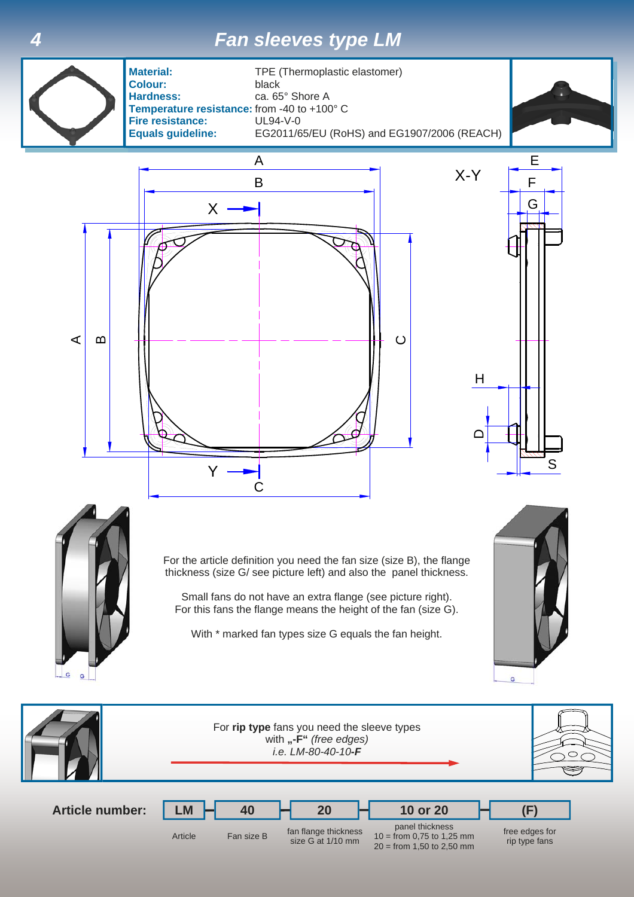# Fan sleeves type LM

| | |
|---|---|
| **Material:** | TPE (Thermoplastic elastomer) |
| **Colour:** | black |
| **Hardness:** | ca. 65° Shore A |
| **Temperature resistance:** | from -40 to +100° C |
| **Fire resistance:** | UL94-V-0 |
| **Equals guideline:** | EG2011/65/EU (RoHS) and EG1907/2006 (REACH) |

For the article definition you need the fan size (size B), the flange thickness (size G/ see picture left) and also the panel thickness.

Small fans do not have an extra flange (see picture right). For this fans the flange means the height of the fan (size G).

With * marked fan types size G equals the fan height.

For **rip type** fans you need the sleeve types with **„-F"** *(free edges)*
*i.e. LM-80-40-10-**F***

**Article number:**

| LM | 40 | 20 | 10 or 20 | (F) |
|---|---|---|---|---|
| Article | Fan size B | fan flange thickness size G at 1/10 mm | panel thickness 10 = from 0,75 to 1,25 mm 20 = from 1,50 to 2,50 mm | free edges for rip type fans |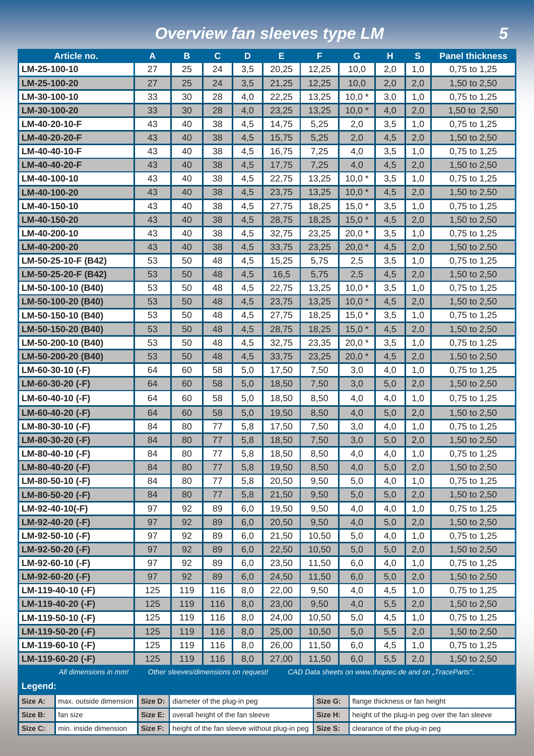# Overview fan sleeves type LM

| Article no. | A | B | C | D | E | F | G | H | S | Panel thickness |
|---|---|---|---|---|---|---|---|---|---|---|
| LM-25-100-10 | 27 | 25 | 24 | 3,5 | 20,25 | 12,25 | 10,0 | 2,0 | 1,0 | 0,75 to 1,25 |
| LM-25-100-20 | 27 | 25 | 24 | 3,5 | 21,25 | 12,25 | 10,0 | 2,0 | 2,0 | 1,50 to 2,50 |
| LM-30-100-10 | 33 | 30 | 28 | 4,0 | 22,25 | 13,25 | 10,0 * | 3,0 | 1,0 | 0,75 to 1,25 |
| LM-30-100-20 | 33 | 30 | 28 | 4,0 | 23,25 | 13,25 | 10,0 * | 4,0 | 2,0 | 1,50 to 2,50 |
| LM-40-20-10-F | 43 | 40 | 38 | 4,5 | 14,75 | 5,25 | 2,0 | 3,5 | 1,0 | 0,75 to 1,25 |
| LM-40-20-20-F | 43 | 40 | 38 | 4,5 | 15,75 | 5,25 | 2,0 | 4,5 | 2,0 | 1,50 to 2,50 |
| LM-40-40-10-F | 43 | 40 | 38 | 4,5 | 16,75 | 7,25 | 4,0 | 3,5 | 1,0 | 0,75 to 1,25 |
| LM-40-40-20-F | 43 | 40 | 38 | 4,5 | 17,75 | 7,25 | 4,0 | 4,5 | 2,0 | 1,50 to 2,50 |
| LM-40-100-10 | 43 | 40 | 38 | 4,5 | 22,75 | 13,25 | 10,0 * | 3,5 | 1,0 | 0,75 to 1,25 |
| LM-40-100-20 | 43 | 40 | 38 | 4,5 | 23,75 | 13,25 | 10,0 * | 4,5 | 2,0 | 1,50 to 2,50 |
| LM-40-150-10 | 43 | 40 | 38 | 4,5 | 27,75 | 18,25 | 15,0 * | 3,5 | 1,0 | 0,75 to 1,25 |
| LM-40-150-20 | 43 | 40 | 38 | 4,5 | 28,75 | 18,25 | 15,0 * | 4,5 | 2,0 | 1,50 to 2,50 |
| LM-40-200-10 | 43 | 40 | 38 | 4,5 | 32,75 | 23,25 | 20,0 * | 3,5 | 1,0 | 0,75 to 1,25 |
| LM-40-200-20 | 43 | 40 | 38 | 4,5 | 33,75 | 23,25 | 20,0 * | 4,5 | 2,0 | 1,50 to 2,50 |
| LM-50-25-10-F (B42) | 53 | 50 | 48 | 4,5 | 15,25 | 5,75 | 2,5 | 3,5 | 1,0 | 0,75 to 1,25 |
| LM-50-25-20-F (B42) | 53 | 50 | 48 | 4,5 | 16,5 | 5,75 | 2,5 | 4,5 | 2,0 | 1,50 to 2,50 |
| LM-50-100-10 (B40) | 53 | 50 | 48 | 4,5 | 22,75 | 13,25 | 10,0 * | 3,5 | 1,0 | 0,75 to 1,25 |
| LM-50-100-20 (B40) | 53 | 50 | 48 | 4,5 | 23,75 | 13,25 | 10,0 * | 4,5 | 2,0 | 1,50 to 2,50 |
| LM-50-150-10 (B40) | 53 | 50 | 48 | 4,5 | 27,75 | 18,25 | 15,0 * | 3,5 | 1,0 | 0,75 to 1,25 |
| LM-50-150-20 (B40) | 53 | 50 | 48 | 4,5 | 28,75 | 18,25 | 15,0 * | 4,5 | 2,0 | 1,50 to 2,50 |
| LM-50-200-10 (B40) | 53 | 50 | 48 | 4,5 | 32,75 | 23,35 | 20,0 * | 3,5 | 1,0 | 0,75 to 1,25 |
| LM-50-200-20 (B40) | 53 | 50 | 48 | 4,5 | 33,75 | 23,25 | 20,0 * | 4,5 | 2,0 | 1,50 to 2,50 |
| LM-60-30-10 (-F) | 64 | 60 | 58 | 5,0 | 17,50 | 7,50 | 3,0 | 4,0 | 1,0 | 0,75 to 1,25 |
| LM-60-30-20 (-F) | 64 | 60 | 58 | 5,0 | 18,50 | 7,50 | 3,0 | 5,0 | 2,0 | 1,50 to 2,50 |
| LM-60-40-10 (-F) | 64 | 60 | 58 | 5,0 | 18,50 | 8,50 | 4,0 | 4,0 | 1,0 | 0,75 to 1,25 |
| LM-60-40-20 (-F) | 64 | 60 | 58 | 5,0 | 19,50 | 8,50 | 4,0 | 5,0 | 2,0 | 1,50 to 2,50 |
| LM-80-30-10 (-F) | 84 | 80 | 77 | 5,8 | 17,50 | 7,50 | 3,0 | 4,0 | 1,0 | 0,75 to 1,25 |
| LM-80-30-20 (-F) | 84 | 80 | 77 | 5,8 | 18,50 | 7,50 | 3,0 | 5,0 | 2,0 | 1,50 to 2,50 |
| LM-80-40-10 (-F) | 84 | 80 | 77 | 5,8 | 18,50 | 8,50 | 4,0 | 4,0 | 1,0 | 0,75 to 1,25 |
| LM-80-40-20 (-F) | 84 | 80 | 77 | 5,8 | 19,50 | 8,50 | 4,0 | 5,0 | 2,0 | 1,50 to 2,50 |
| LM-80-50-10 (-F) | 84 | 80 | 77 | 5,8 | 20,50 | 9,50 | 5,0 | 4,0 | 1,0 | 0,75 to 1,25 |
| LM-80-50-20 (-F) | 84 | 80 | 77 | 5,8 | 21,50 | 9,50 | 5,0 | 5,0 | 2,0 | 1,50 to 2,50 |
| LM-92-40-10(-F) | 97 | 92 | 89 | 6,0 | 19,50 | 9,50 | 4,0 | 4,0 | 1,0 | 0,75 to 1,25 |
| LM-92-40-20 (-F) | 97 | 92 | 89 | 6,0 | 20,50 | 9,50 | 4,0 | 5,0 | 2,0 | 1,50 to 2,50 |
| LM-92-50-10 (-F) | 97 | 92 | 89 | 6,0 | 21,50 | 10,50 | 5,0 | 4,0 | 1,0 | 0,75 to 1,25 |
| LM-92-50-20 (-F) | 97 | 92 | 89 | 6,0 | 22,50 | 10,50 | 5,0 | 5,0 | 2,0 | 1,50 to 2,50 |
| LM-92-60-10 (-F) | 97 | 92 | 89 | 6,0 | 23,50 | 11,50 | 6,0 | 4,0 | 1,0 | 0,75 to 1,25 |
| LM-92-60-20 (-F) | 97 | 92 | 89 | 6,0 | 24,50 | 11,50 | 6,0 | 5,0 | 2,0 | 1,50 to 2,50 |
| LM-119-40-10 (-F) | 125 | 119 | 116 | 8,0 | 22,00 | 9,50 | 4,0 | 4,5 | 1,0 | 0,75 to 1,25 |
| LM-119-40-20 (-F) | 125 | 119 | 116 | 8,0 | 23,00 | 9,50 | 4,0 | 5,5 | 2,0 | 1,50 to 2,50 |
| LM-119-50-10 (-F) | 125 | 119 | 116 | 8,0 | 24,00 | 10,50 | 5,0 | 4,5 | 1,0 | 0,75 to 1,25 |
| LM-119-50-20 (-F) | 125 | 119 | 116 | 8,0 | 25,00 | 10,50 | 5,0 | 5,5 | 2,0 | 1,50 to 2,50 |
| LM-119-60-10 (-F) | 125 | 119 | 116 | 8,0 | 26,00 | 11,50 | 6,0 | 4,5 | 1,0 | 0,75 to 1,25 |
| LM-119-60-20 (-F) | 125 | 119 | 116 | 8,0 | 27,00 | 11,50 | 6,0 | 5,5 | 2,0 | 1,50 to 2,50 |

*All dimensions in mm!* *Other sleeves/dimensions on request!* *CAD Data sheets on www.thoptec.de and on „TraceParts".*

**Legend:**

| | | | | | |
|---|---|---|---|---|---|
| **Size A:** | max. outside dimension | **Size D:** | diameter of the plug-in peg | **Size G:** | flange thickness or fan height |
| **Size B:** | fan size | **Size E:** | overall height of the fan sleeve | **Size H:** | height of the plug-in peg over the fan sleeve |
| **Size C:** | min. inside dimension | **Size F:** | height of the fan sleeve without plug-in peg | **Size S:** | clearance of the plug-in peg |